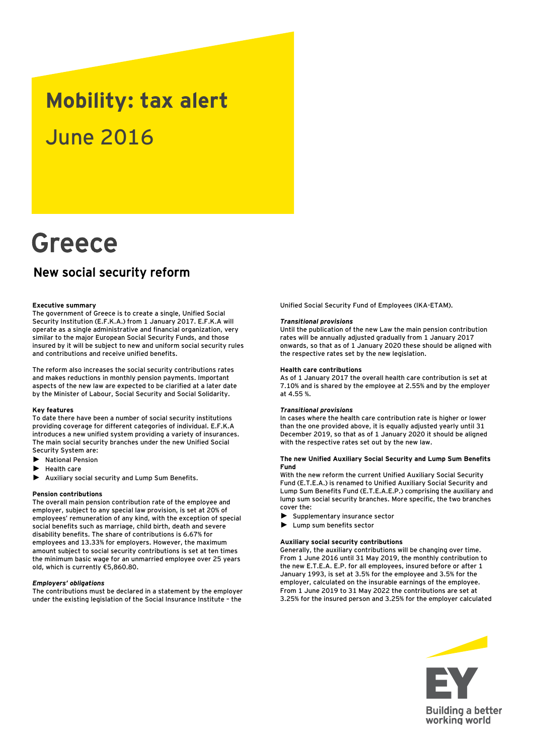# Mobility: tax alert

## June 2016

# Greece

## New social security reform

### Executive summary

The government of Greece is to create a single, Unified Social Security Institution (E.F.K.A.) from 1 January 2017. E.F.K.A will operate as a single administrative and financial organization, very similar to the major European Social Security Funds, and those insured by it will be subject to new and uniform social security rules and contributions and receive unified benefits.

The reform also increases the social security contributions rates and makes reductions in monthly pension payments. Important aspects of the new law are expected to be clarified at a later date by the Minister of Labour, Social Security and Social Solidarity.

### Key features

To date there have been a number of social security institutions providing coverage for different categories of individual. E.F.K.A introduces a new unified system providing a variety of insurances. The main social security branches under the new Unified Social Security System are:

- National Pension
- Health care
- Auxiliary social security and Lump Sum Benefits.

### Pension contributions

The overall main pension contribution rate of the employee and employer, subject to any special law provision, is set at 20% of employees' remuneration of any kind, with the exception of special social benefits such as marriage, child birth, death and severe disability benefits. The share of contributions is 6.67% for employees and 13.33% for employers. However, the maximum amount subject to social security contributions is set at ten times the minimum basic wage for an unmarried employee over 25 years old, which is currently €5,860.80.

#### *Employers' obligations*

The contributions must be declared in a statement by the employer under the existing legislation of the Social Insurance Institute – the Unified Social Security Fund of Employees (IKA-ETAM).

#### *Transitional provisions*

Until the publication of the new Law the main pension contribution rates will be annually adjusted gradually from 1 January 2017 onwards, so that as of 1 January 2020 these should be aligned with the respective rates set by the new legislation.

### Health care contributions

As of 1 January 2017 the overall health care contribution is set at 7.10% and is shared by the employee at 2.55% and by the employer at 4.55 %.

#### *Transitional provisions*

In cases where the health care contribution rate is higher or lower than the one provided above, it is equally adjusted yearly until 31 December 2019, so that as of 1 January 2020 it should be aligned with the respective rates set out by the new law.

### The new Unified Auxiliary Social Security and Lump Sum Benefits Fund

With the new reform the current Unified Auxiliary Social Security Fund (E.T.E.A.) is renamed to Unified Auxiliary Social Security and Lump Sum Benefits Fund (E.T.E.A.E.P.) comprising the auxiliary and lump sum social security branches. More specific, the two branches cover the:

- Supplementary insurance sector
- Lump sum benefits sector

### Auxiliary social security contributions

Generally, the auxiliary contributions will be changing over time. From 1 June 2016 until 31 May 2019, the monthly contribution to the new E.T.E.A. E.P. for all employees, insured before or after 1 January 1993, is set at 3.5% for the employee and 3.5% for the employer, calculated on the insurable earnings of the employee. From 1 June 2019 to 31 May 2022 the contributions are set at 3.25% for the insured person and 3.25% for the employer calculated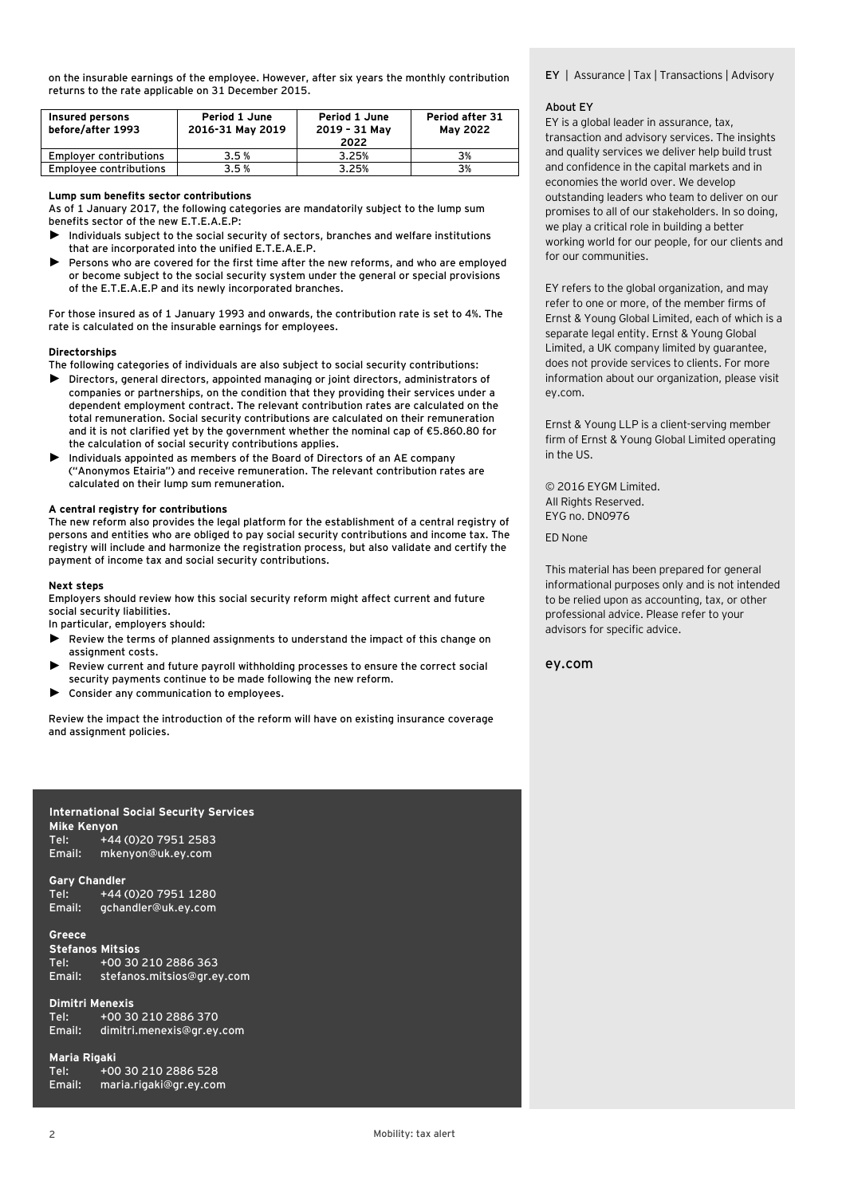on the insurable earnings of the employee. However, after six years the monthly contribution returns to the rate applicable on 31 December 2015.

| Insured persons before/after 1993 | Period 1 June 2016-31 May 2019 | Period 1 June 2019 – 31 May 2022 | Period after 31 May 2022 |
|---|---|---|---|
| Employer contributions | 3.5 % | 3.25% | 3% |
| Employee contributions | 3.5 % | 3.25% | 3% |

**Lump sum benefits sector contributions**

As of 1 January 2017, the following categories are mandatorily subject to the lump sum benefits sector of the new E.T.E.A.E.P:

- Individuals subject to the social security of sectors, branches and welfare institutions that are incorporated into the unified E.T.E.A.E.P.
- Persons who are covered for the first time after the new reforms, and who are employed or become subject to the social security system under the general or special provisions of the E.T.E.A.E.P and its newly incorporated branches.

For those insured as of 1 January 1993 and onwards, the contribution rate is set to 4%. The rate is calculated on the insurable earnings for employees.

**Directorships**

The following categories of individuals are also subject to social security contributions:

- Directors, general directors, appointed managing or joint directors, administrators of companies or partnerships, on the condition that they providing their services under a dependent employment contract. The relevant contribution rates are calculated on the total remuneration. Social security contributions are calculated on their remuneration and it is not clarified yet by the government whether the nominal cap of €5.860.80 for the calculation of social security contributions applies.
- Individuals appointed as members of the Board of Directors of an AE company ("Anonymos Etairia") and receive remuneration. The relevant contribution rates are calculated on their lump sum remuneration.

**A central registry for contributions**

The new reform also provides the legal platform for the establishment of a central registry of persons and entities who are obliged to pay social security contributions and income tax. The registry will include and harmonize the registration process, but also validate and certify the payment of income tax and social security contributions.

**Next steps**

Employers should review how this social security reform might affect current and future social security liabilities.

In particular, employers should:

- Review the terms of planned assignments to understand the impact of this change on assignment costs.
- Review current and future payroll withholding processes to ensure the correct social security payments continue to be made following the new reform.
- Consider any communication to employees.

Review the impact the introduction of the reform will have on existing insurance coverage and assignment policies.

**International Social Security Services**

**Mike Kenyon**
Tel: +44 (0)20 7951 2583
Email: mkenyon@uk.ey.com

**Gary Chandler**
Tel: +44 (0)20 7951 1280
Email: gchandler@uk.ey.com

**Greece**

**Stefanos Mitsios**
Tel: +00 30 210 2886 363
Email: stefanos.mitsios@gr.ey.com

**Dimitri Menexis**
Tel: +00 30 210 2886 370
Email: dimitri.menexis@gr.ey.com

**Maria Rigaki**
Tel: +00 30 210 2886 528
Email: maria.rigaki@gr.ey.com

**EY** | Assurance | Tax | Transactions | Advisory

**About EY**

EY is a global leader in assurance, tax, transaction and advisory services. The insights and quality services we deliver help build trust and confidence in the capital markets and in economies the world over. We develop outstanding leaders who team to deliver on our promises to all of our stakeholders. In so doing, we play a critical role in building a better working world for our people, for our clients and for our communities.

EY refers to the global organization, and may refer to one or more, of the member firms of Ernst & Young Global Limited, each of which is a separate legal entity. Ernst & Young Global Limited, a UK company limited by guarantee, does not provide services to clients. For more information about our organization, please visit ey.com.

Ernst & Young LLP is a client-serving member firm of Ernst & Young Global Limited operating in the US.

© 2016 EYGM Limited.
All Rights Reserved.
EYG no. DN0976

ED None

This material has been prepared for general informational purposes only and is not intended to be relied upon as accounting, tax, or other professional advice. Please refer to your advisors for specific advice.

**ey.com**